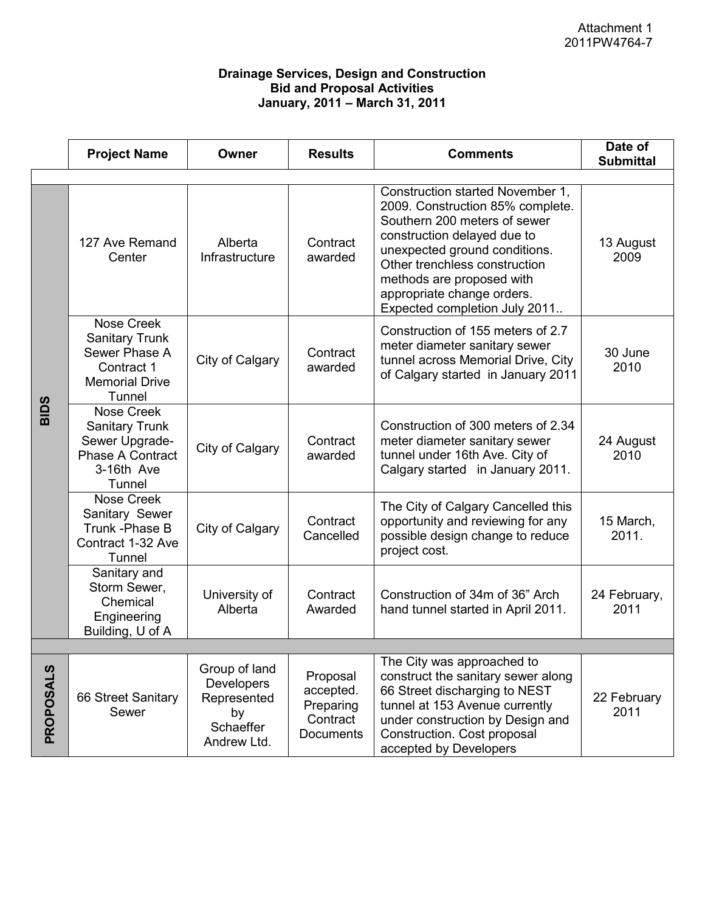Attachment 1
2011PW4764-7

**Drainage Services, Design and Construction**
**Bid and Proposal Activities**
**January, 2011 – March 31, 2011**

| | Project Name | Owner | Results | Comments | Date of Submittal |
|---|---|---|---|---|---|
| **BIDS** | 127 Ave Remand Center | Alberta Infrastructure | Contract awarded | Construction started November 1, 2009. Construction 85% complete. Southern 200 meters of sewer construction delayed due to unexpected ground conditions. Other trenchless construction methods are proposed with appropriate change orders. Expected completion July 2011.. | 13 August 2009 |
| | Nose Creek Sanitary Trunk Sewer Phase A Contract 1 Memorial Drive Tunnel | City of Calgary | Contract awarded | Construction of 155 meters of 2.7 meter diameter sanitary sewer tunnel across Memorial Drive, City of Calgary started in January 2011 | 30 June 2010 |
| | Nose Creek Sanitary Trunk Sewer Upgrade-Phase A Contract 3-16th Ave Tunnel | City of Calgary | Contract awarded | Construction of 300 meters of 2.34 meter diameter sanitary sewer tunnel under 16th Ave. City of Calgary started in January 2011. | 24 August 2010 |
| | Nose Creek Sanitary Sewer Trunk -Phase B Contract 1-32 Ave Tunnel | City of Calgary | Contract Cancelled | The City of Calgary Cancelled this opportunity and reviewing for any possible design change to reduce project cost. | 15 March, 2011. |
| | Sanitary and Storm Sewer, Chemical Engineering Building, U of A | University of Alberta | Contract Awarded | Construction of 34m of 36" Arch hand tunnel started in April 2011. | 24 February, 2011 |
| **PROPOSALS** | 66 Street Sanitary Sewer | Group of land Developers Represented by Schaeffer Andrew Ltd. | Proposal accepted. Preparing Contract Documents | The City was approached to construct the sanitary sewer along 66 Street discharging to NEST tunnel at 153 Avenue currently under construction by Design and Construction. Cost proposal accepted by Developers | 22 February 2011 |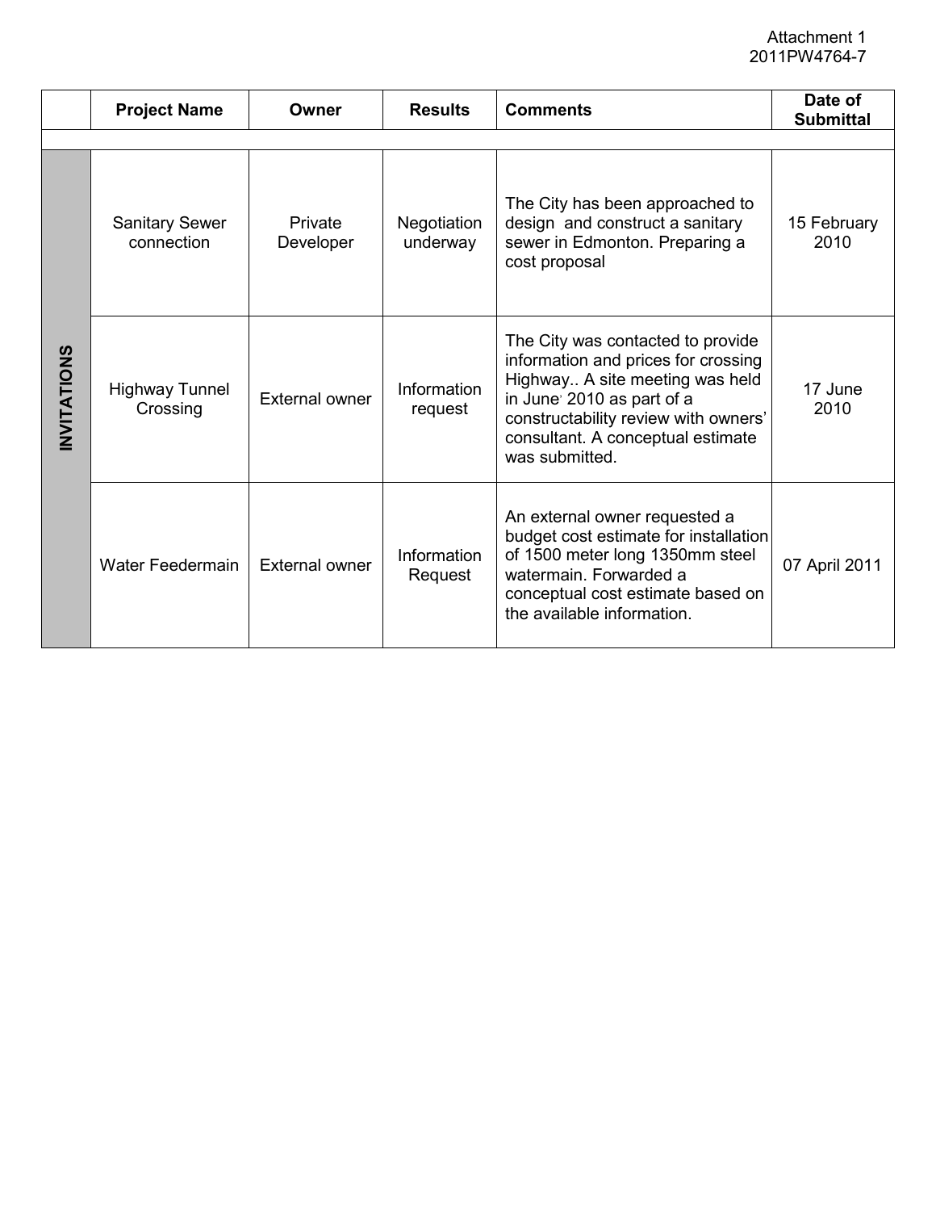Attachment 1
2011PW4764-7

| | Project Name | Owner | Results | Comments | Date of Submittal |
|---|---|---|---|---|---|
| INVITATIONS | Sanitary Sewer connection | Private Developer | Negotiation underway | The City has been approached to design and construct a sanitary sewer in Edmonton. Preparing a cost proposal | 15 February 2010 |
| | Highway Tunnel Crossing | External owner | Information request | The City was contacted to provide information and prices for crossing Highway.. A site meeting was held in June, 2010 as part of a constructability review with owners' consultant. A conceptual estimate was submitted. | 17 June 2010 |
| | Water Feedermain | External owner | Information Request | An external owner requested a budget cost estimate for installation of 1500 meter long 1350mm steel watermain. Forwarded a conceptual cost estimate based on the available information. | 07 April 2011 |